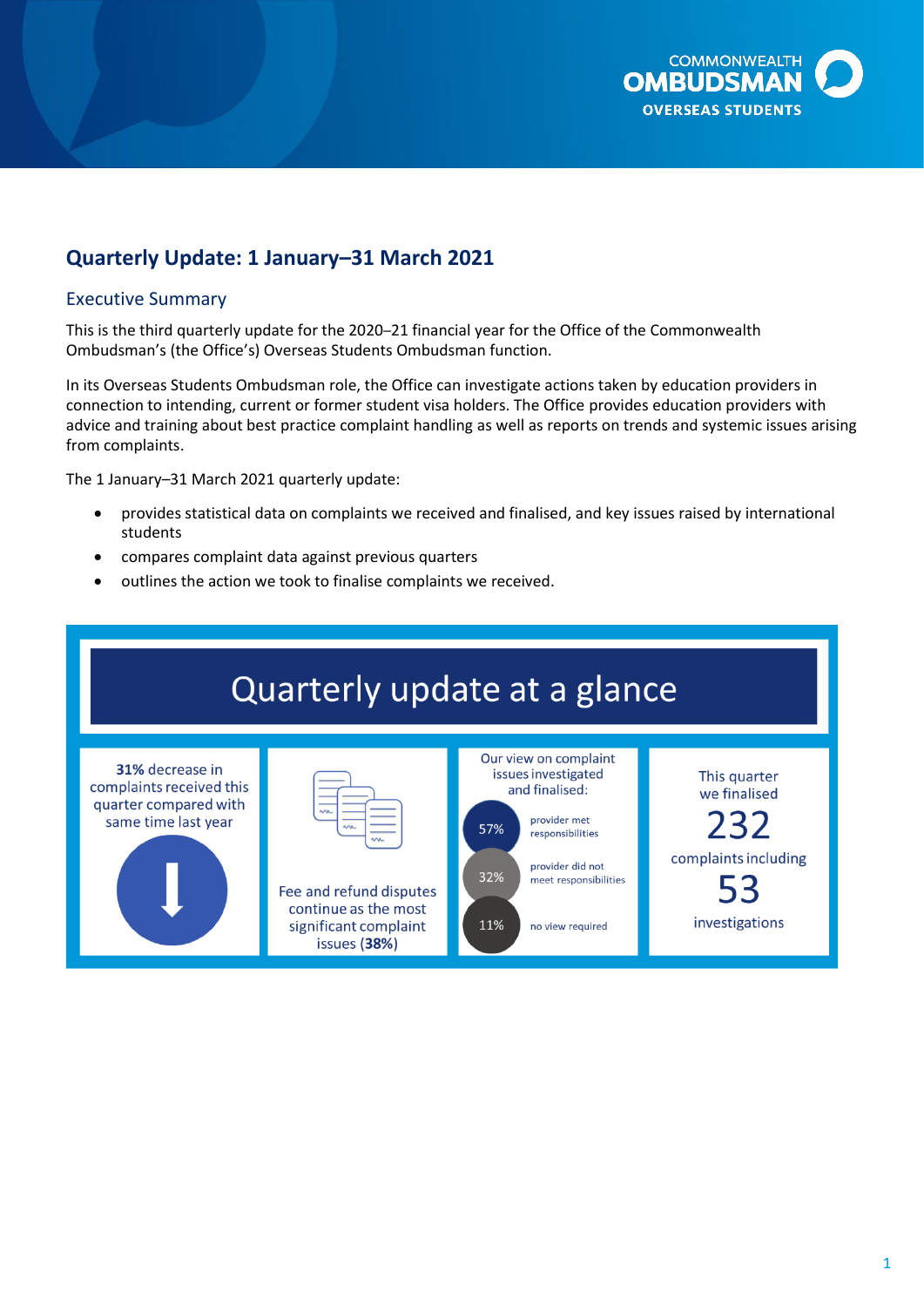# Quarterly Update: 1 January–31 March 2021

## Executive Summary

This is the third quarterly update for the 2020–21 financial year for the Office of the Commonwealth Ombudsman's (the Office's) Overseas Students Ombudsman function.

In its Overseas Students Ombudsman role, the Office can investigate actions taken by education providers in connection to intending, current or former student visa holders. The Office provides education providers with advice and training about best practice complaint handling as well as reports on trends and systemic issues arising from complaints.

The 1 January–31 March 2021 quarterly update:

- provides statistical data on complaints we received and finalised, and key issues raised by international students
- compares complaint data against previous quarters
- outlines the action we took to finalise complaints we received.

## Quarterly update at a glance

**31%** decrease in complaints received this quarter compared with same time last year

Fee and refund disputes continue as the most significant complaint issues (**38%**)

Our view on complaint issues investigated and finalised:

- 57% provider met responsibilities
- 32% provider did not meet responsibilities
- 11% no view required

This quarter we finalised 232 complaints including 53 investigations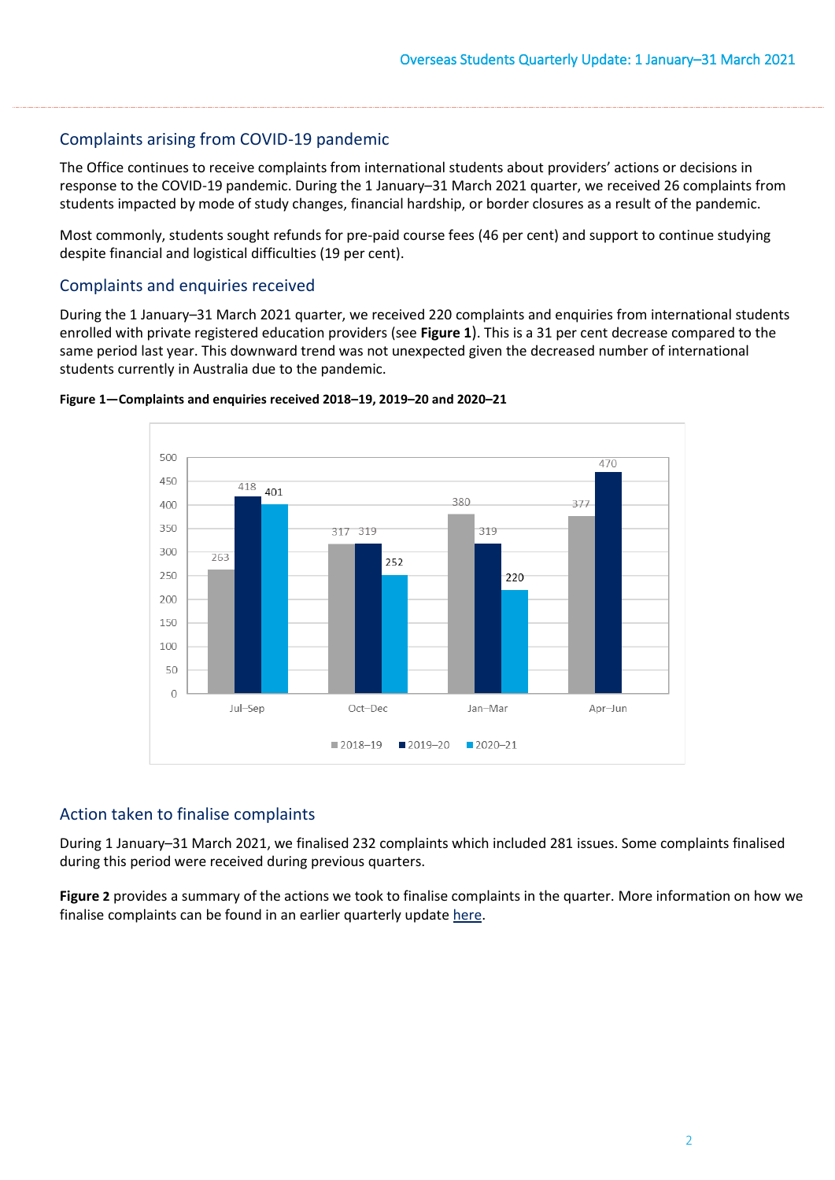## Complaints arising from COVID-19 pandemic

The Office continues to receive complaints from international students about providers' actions or decisions in response to the COVID-19 pandemic. During the 1 January–31 March 2021 quarter, we received 26 complaints from students impacted by mode of study changes, financial hardship, or border closures as a result of the pandemic.

Most commonly, students sought refunds for pre-paid course fees (46 per cent) and support to continue studying despite financial and logistical difficulties (19 per cent).

## Complaints and enquiries received

During the 1 January–31 March 2021 quarter, we received 220 complaints and enquiries from international students enrolled with private registered education providers (see **Figure 1**). This is a 31 per cent decrease compared to the same period last year. This downward trend was not unexpected given the decreased number of international students currently in Australia due to the pandemic.

**Figure 1—Complaints and enquiries received 2018–19, 2019–20 and 2020–21**

| | 2018–19 | 2019–20 | 2020–21 |
|---|---|---|---|
| Jul–Sep | 263 | 418 | 401 |
| Oct–Dec | 317 | 319 | 252 |
| Jan–Mar | 380 | 319 | 220 |
| Apr–Jun | 377 | 470 | |

## Action taken to finalise complaints

During 1 January–31 March 2021, we finalised 232 complaints which included 281 issues. Some complaints finalised during this period were received during previous quarters.

**Figure 2** provides a summary of the actions we took to finalise complaints in the quarter. More information on how we finalise complaints can be found in an earlier quarterly update here.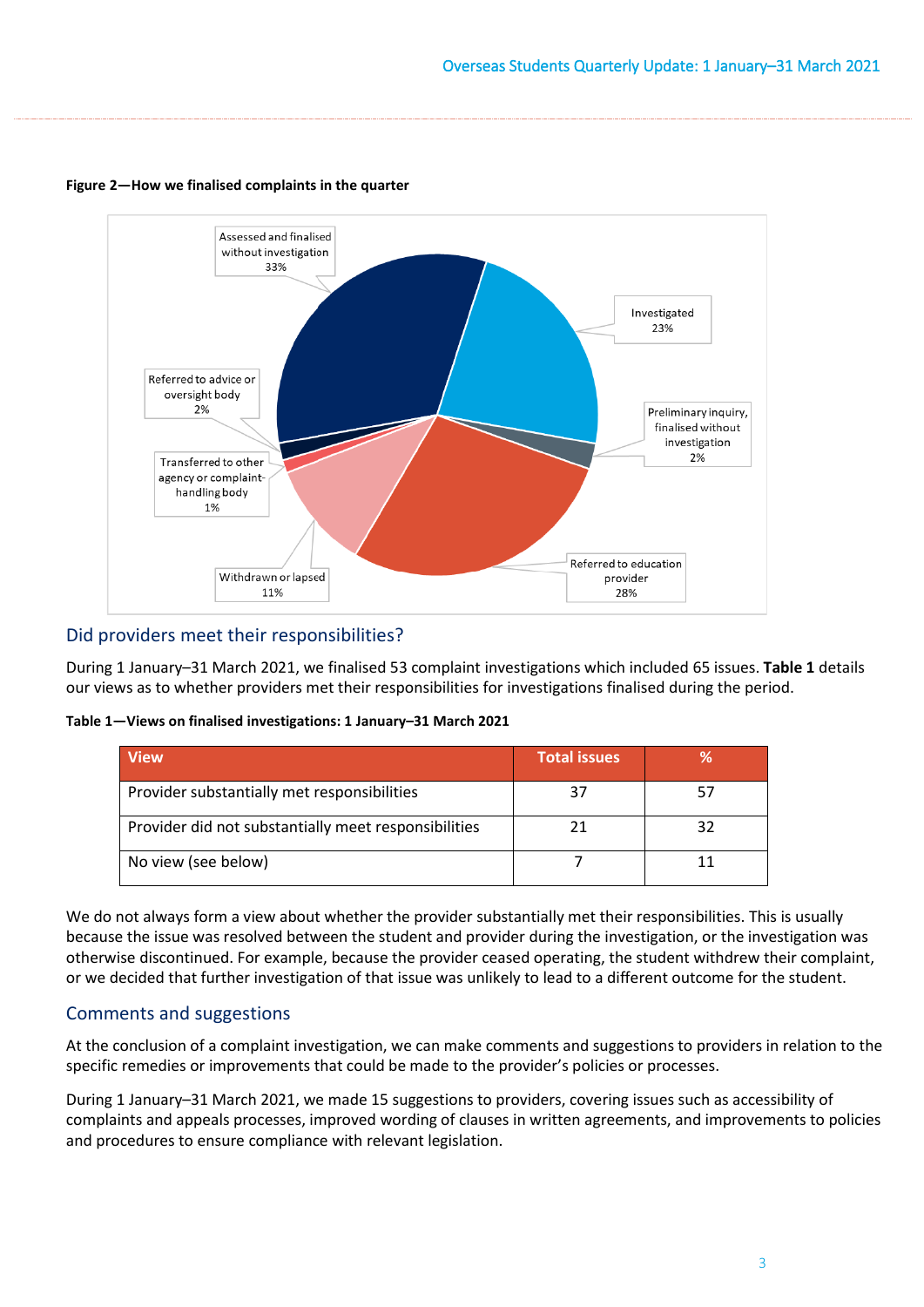**Figure 2—How we finalised complaints in the quarter**

Assessed and finalised without investigation 33%

Investigated 23%

Preliminary inquiry, finalised without investigation 2%

Referred to education provider 28%

Withdrawn or lapsed 11%

Transferred to other agency or complaint-handling body 1%

Referred to advice or oversight body 2%

## Did providers meet their responsibilities?

During 1 January–31 March 2021, we finalised 53 complaint investigations which included 65 issues. **Table 1** details our views as to whether providers met their responsibilities for investigations finalised during the period.

**Table 1—Views on finalised investigations: 1 January–31 March 2021**

| View | Total issues | % |
|---|---|---|
| Provider substantially met responsibilities | 37 | 57 |
| Provider did not substantially meet responsibilities | 21 | 32 |
| No view (see below) | 7 | 11 |

We do not always form a view about whether the provider substantially met their responsibilities. This is usually because the issue was resolved between the student and provider during the investigation, or the investigation was otherwise discontinued. For example, because the provider ceased operating, the student withdrew their complaint, or we decided that further investigation of that issue was unlikely to lead to a different outcome for the student.

## Comments and suggestions

At the conclusion of a complaint investigation, we can make comments and suggestions to providers in relation to the specific remedies or improvements that could be made to the provider's policies or processes.

During 1 January–31 March 2021, we made 15 suggestions to providers, covering issues such as accessibility of complaints and appeals processes, improved wording of clauses in written agreements, and improvements to policies and procedures to ensure compliance with relevant legislation.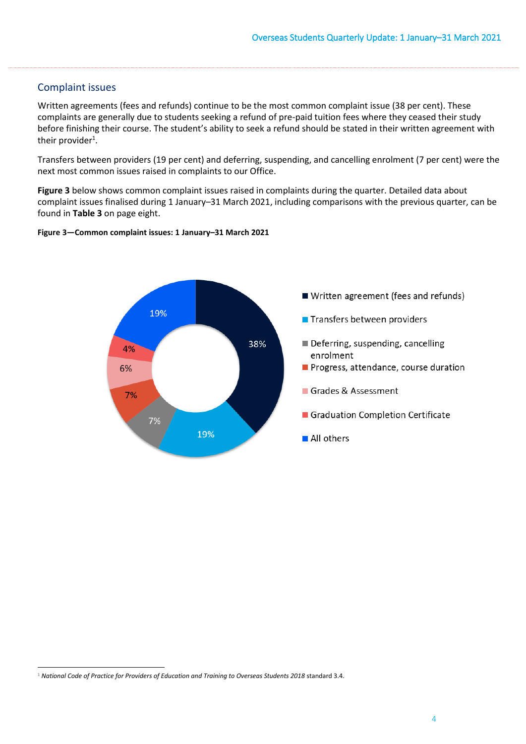## Complaint issues

Written agreements (fees and refunds) continue to be the most common complaint issue (38 per cent). These complaints are generally due to students seeking a refund of pre-paid tuition fees where they ceased their study before finishing their course. The student's ability to seek a refund should be stated in their written agreement with their provider[1].

Transfers between providers (19 per cent) and deferring, suspending, and cancelling enrolment (7 per cent) were the next most common issues raised in complaints to our Office.

**Figure 3** below shows common complaint issues raised in complaints during the quarter. Detailed data about complaint issues finalised during 1 January–31 March 2021, including comparisons with the previous quarter, can be found in **Table 3** on page eight.

**Figure 3—Common complaint issues: 1 January–31 March 2021**

| Complaint issue | Per cent |
|---|---|
| Written agreement (fees and refunds) | 38% |
| Transfers between providers | 19% |
| Deferring, suspending, cancelling enrolment | 7% |
| Progress, attendance, course duration | 7% |
| Grades & Assessment | 6% |
| Graduation Completion Certificate | 4% |
| All others | 19% |

[1] *National Code of Practice for Providers of Education and Training to Overseas Students 2018* standard 3.4.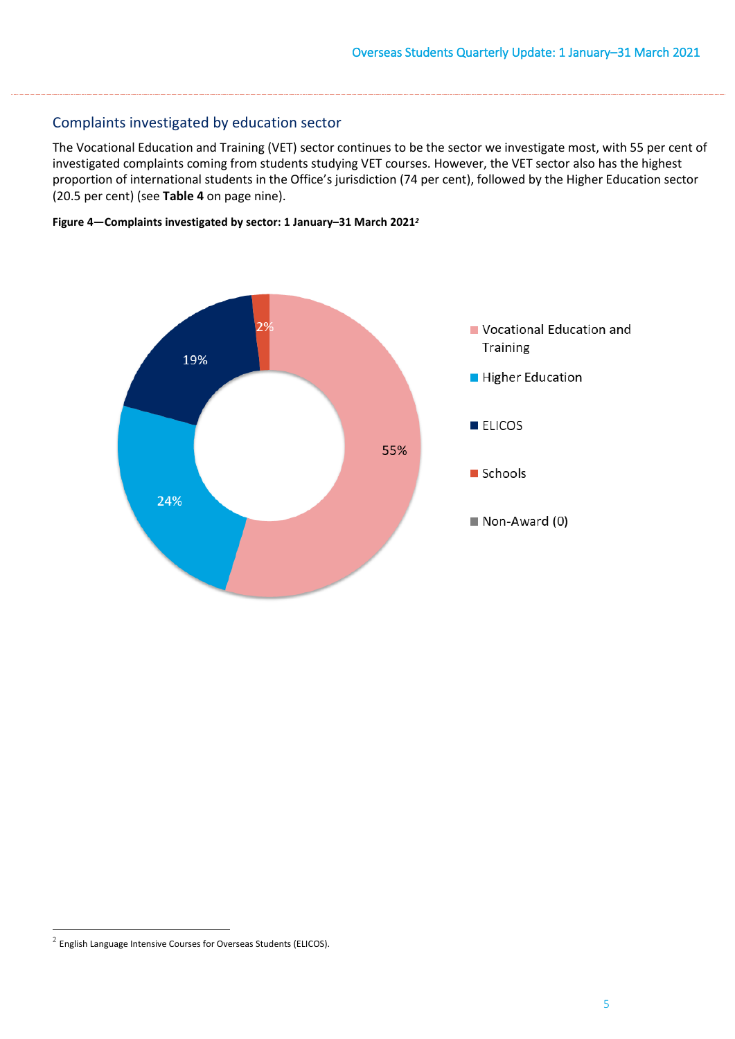## Complaints investigated by education sector

The Vocational Education and Training (VET) sector continues to be the sector we investigate most, with 55 per cent of investigated complaints coming from students studying VET courses. However, the VET sector also has the highest proportion of international students in the Office's jurisdiction (74 per cent), followed by the Higher Education sector (20.5 per cent) (see **Table 4** on page nine).

**Figure 4—Complaints investigated by sector: 1 January–31 March 2021**[2]

| Sector | Per cent |
| --- | --- |
| Vocational Education and Training | 55% |
| Higher Education | 24% |
| ELICOS | 19% |
| Schools | 2% |
| Non-Award (0) | |

[2] English Language Intensive Courses for Overseas Students (ELICOS).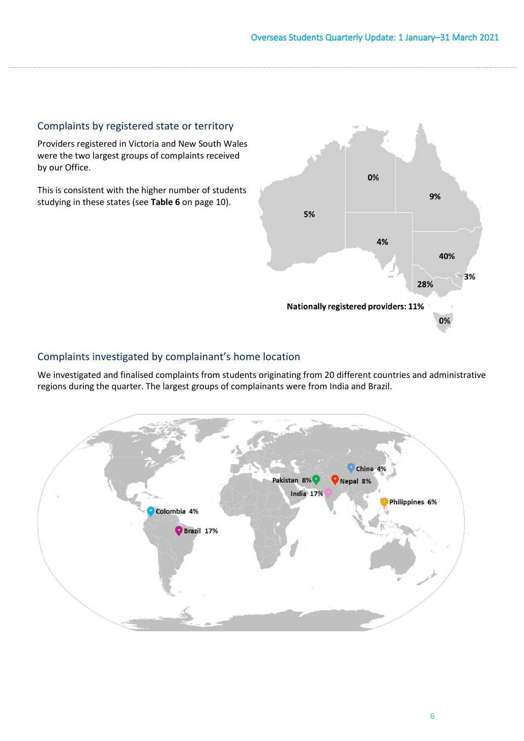## Complaints by registered state or territory

Providers registered in Victoria and New South Wales were the two largest groups of complaints received by our Office.

This is consistent with the higher number of students studying in these states (see **Table 6** on page 10).

0%

9%

5%

4%

40%

3%

28%

Nationally registered providers: 11%

0%

## Complaints investigated by complainant's home location

We investigated and finalised complaints from students originating from 20 different countries and administrative regions during the quarter. The largest groups of complainants were from India and Brazil.

China 4%

Pakistan 8%

Nepal 8%

India 17%

Philippines 6%

Colombia 4%

Brazil 17%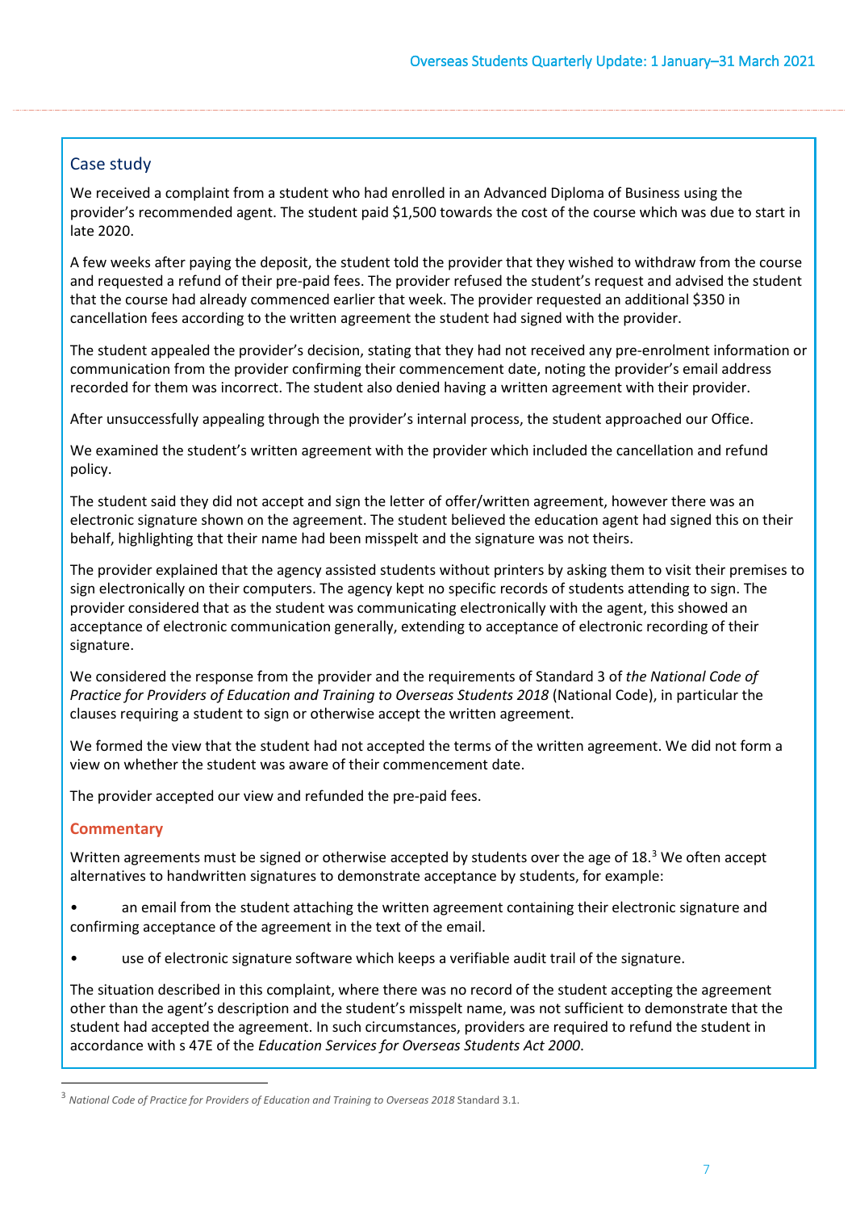## Case study

We received a complaint from a student who had enrolled in an Advanced Diploma of Business using the provider's recommended agent. The student paid $1,500 towards the cost of the course which was due to start in late 2020.

A few weeks after paying the deposit, the student told the provider that they wished to withdraw from the course and requested a refund of their pre-paid fees. The provider refused the student's request and advised the student that the course had already commenced earlier that week. The provider requested an additional $350 in cancellation fees according to the written agreement the student had signed with the provider.

The student appealed the provider's decision, stating that they had not received any pre-enrolment information or communication from the provider confirming their commencement date, noting the provider's email address recorded for them was incorrect. The student also denied having a written agreement with their provider.

After unsuccessfully appealing through the provider's internal process, the student approached our Office.

We examined the student's written agreement with the provider which included the cancellation and refund policy.

The student said they did not accept and sign the letter of offer/written agreement, however there was an electronic signature shown on the agreement. The student believed the education agent had signed this on their behalf, highlighting that their name had been misspelt and the signature was not theirs.

The provider explained that the agency assisted students without printers by asking them to visit their premises to sign electronically on their computers. The agency kept no specific records of students attending to sign. The provider considered that as the student was communicating electronically with the agent, this showed an acceptance of electronic communication generally, extending to acceptance of electronic recording of their signature.

We considered the response from the provider and the requirements of Standard 3 of *the National Code of Practice for Providers of Education and Training to Overseas Students 2018* (National Code), in particular the clauses requiring a student to sign or otherwise accept the written agreement.

We formed the view that the student had not accepted the terms of the written agreement. We did not form a view on whether the student was aware of their commencement date.

The provider accepted our view and refunded the pre-paid fees.

### Commentary

Written agreements must be signed or otherwise accepted by students over the age of 18.[3] We often accept alternatives to handwritten signatures to demonstrate acceptance by students, for example:

- an email from the student attaching the written agreement containing their electronic signature and confirming acceptance of the agreement in the text of the email.
- use of electronic signature software which keeps a verifiable audit trail of the signature.

The situation described in this complaint, where there was no record of the student accepting the agreement other than the agent's description and the student's misspelt name, was not sufficient to demonstrate that the student had accepted the agreement. In such circumstances, providers are required to refund the student in accordance with s 47E of the *Education Services for Overseas Students Act 2000*.

[3] *National Code of Practice for Providers of Education and Training to Overseas 2018* Standard 3.1.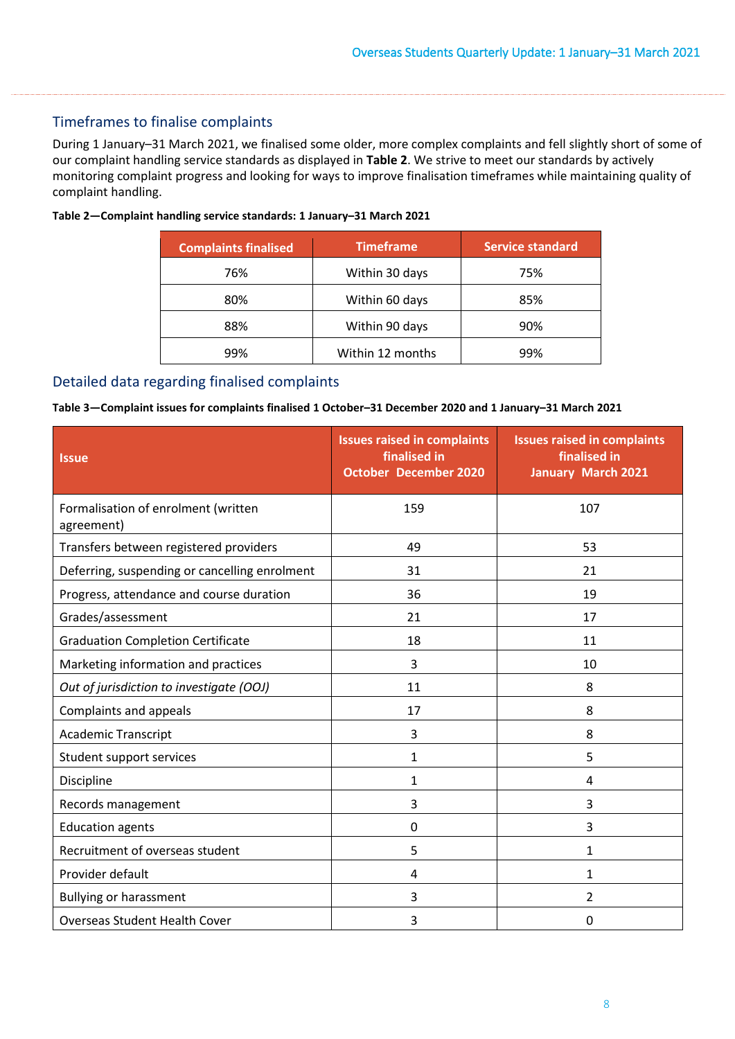## Timeframes to finalise complaints

During 1 January–31 March 2021, we finalised some older, more complex complaints and fell slightly short of some of our complaint handling service standards as displayed in **Table 2**. We strive to meet our standards by actively monitoring complaint progress and looking for ways to improve finalisation timeframes while maintaining quality of complaint handling.

**Table 2—Complaint handling service standards: 1 January–31 March 2021**

| Complaints finalised | Timeframe | Service standard |
|---|---|---|
| 76% | Within 30 days | 75% |
| 80% | Within 60 days | 85% |
| 88% | Within 90 days | 90% |
| 99% | Within 12 months | 99% |

## Detailed data regarding finalised complaints

**Table 3—Complaint issues for complaints finalised 1 October–31 December 2020 and 1 January–31 March 2021**

| Issue | Issues raised in complaints finalised in October December 2020 | Issues raised in complaints finalised in January March 2021 |
|---|---|---|
| Formalisation of enrolment (written agreement) | 159 | 107 |
| Transfers between registered providers | 49 | 53 |
| Deferring, suspending or cancelling enrolment | 31 | 21 |
| Progress, attendance and course duration | 36 | 19 |
| Grades/assessment | 21 | 17 |
| Graduation Completion Certificate | 18 | 11 |
| Marketing information and practices | 3 | 10 |
| *Out of jurisdiction to investigate (OOJ)* | 11 | 8 |
| Complaints and appeals | 17 | 8 |
| Academic Transcript | 3 | 8 |
| Student support services | 1 | 5 |
| Discipline | 1 | 4 |
| Records management | 3 | 3 |
| Education agents | 0 | 3 |
| Recruitment of overseas student | 5 | 1 |
| Provider default | 4 | 1 |
| Bullying or harassment | 3 | 2 |
| Overseas Student Health Cover | 3 | 0 |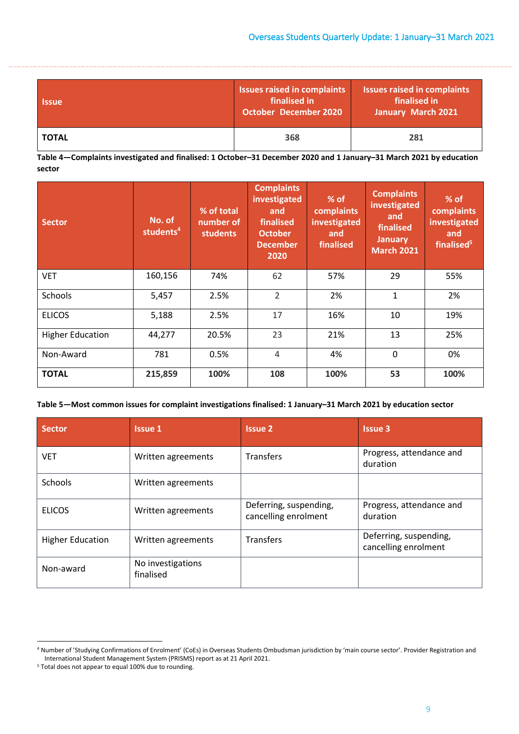| Issue | Issues raised in complaints finalised in October December 2020 | Issues raised in complaints finalised in January March 2021 |
|---|---|---|
| **TOTAL** | **368** | **281** |

**Table 4—Complaints investigated and finalised: 1 October–31 December 2020 and 1 January–31 March 2021 by education sector**

| Sector | No. of students[4] | % of total number of students | Complaints investigated and finalised October December 2020 | % of complaints investigated and finalised | Complaints investigated and finalised January March 2021 | % of complaints investigated and finalised[5] |
|---|---|---|---|---|---|---|
| VET | 160,156 | 74% | 62 | 57% | 29 | 55% |
| Schools | 5,457 | 2.5% | 2 | 2% | 1 | 2% |
| ELICOS | 5,188 | 2.5% | 17 | 16% | 10 | 19% |
| Higher Education | 44,277 | 20.5% | 23 | 21% | 13 | 25% |
| Non-Award | 781 | 0.5% | 4 | 4% | 0 | 0% |
| **TOTAL** | **215,859** | **100%** | **108** | **100%** | **53** | **100%** |

**Table 5—Most common issues for complaint investigations finalised: 1 January–31 March 2021 by education sector**

| Sector | Issue 1 | Issue 2 | Issue 3 |
|---|---|---|---|
| VET | Written agreements | Transfers | Progress, attendance and duration |
| Schools | Written agreements | | |
| ELICOS | Written agreements | Deferring, suspending, cancelling enrolment | Progress, attendance and duration |
| Higher Education | Written agreements | Transfers | Deferring, suspending, cancelling enrolment |
| Non-award | No investigations finalised | | |

[4] Number of 'Studying Confirmations of Enrolment' (CoEs) in Overseas Students Ombudsman jurisdiction by 'main course sector'. Provider Registration and International Student Management System (PRISMS) report as at 21 April 2021.

[5] Total does not appear to equal 100% due to rounding.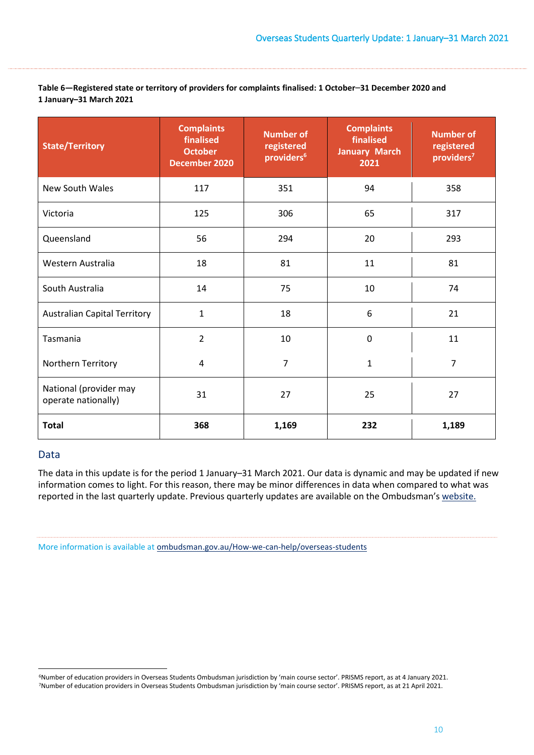**Table 6—Registered state or territory of providers for complaints finalised: 1 October–31 December 2020 and 1 January–31 March 2021**

| State/Territory | Complaints finalised October December 2020 | Number of registered providers[6] | Complaints finalised January March 2021 | Number of registered providers[7] |
|---|---|---|---|---|
| New South Wales | 117 | 351 | 94 | 358 |
| Victoria | 125 | 306 | 65 | 317 |
| Queensland | 56 | 294 | 20 | 293 |
| Western Australia | 18 | 81 | 11 | 81 |
| South Australia | 14 | 75 | 10 | 74 |
| Australian Capital Territory | 1 | 18 | 6 | 21 |
| Tasmania | 2 | 10 | 0 | 11 |
| Northern Territory | 4 | 7 | 1 | 7 |
| National (provider may operate nationally) | 31 | 27 | 25 | 27 |
| **Total** | **368** | **1,169** | **232** | **1,189** |

## Data

The data in this update is for the period 1 January–31 March 2021. Our data is dynamic and may be updated if new information comes to light. For this reason, there may be minor differences in data when compared to what was reported in the last quarterly update. Previous quarterly updates are available on the Ombudsman's website.

More information is available at ombudsman.gov.au/How-we-can-help/overseas-students

[6] Number of education providers in Overseas Students Ombudsman jurisdiction by 'main course sector'. PRISMS report, as at 4 January 2021.
[7] Number of education providers in Overseas Students Ombudsman jurisdiction by 'main course sector'. PRISMS report, as at 21 April 2021.